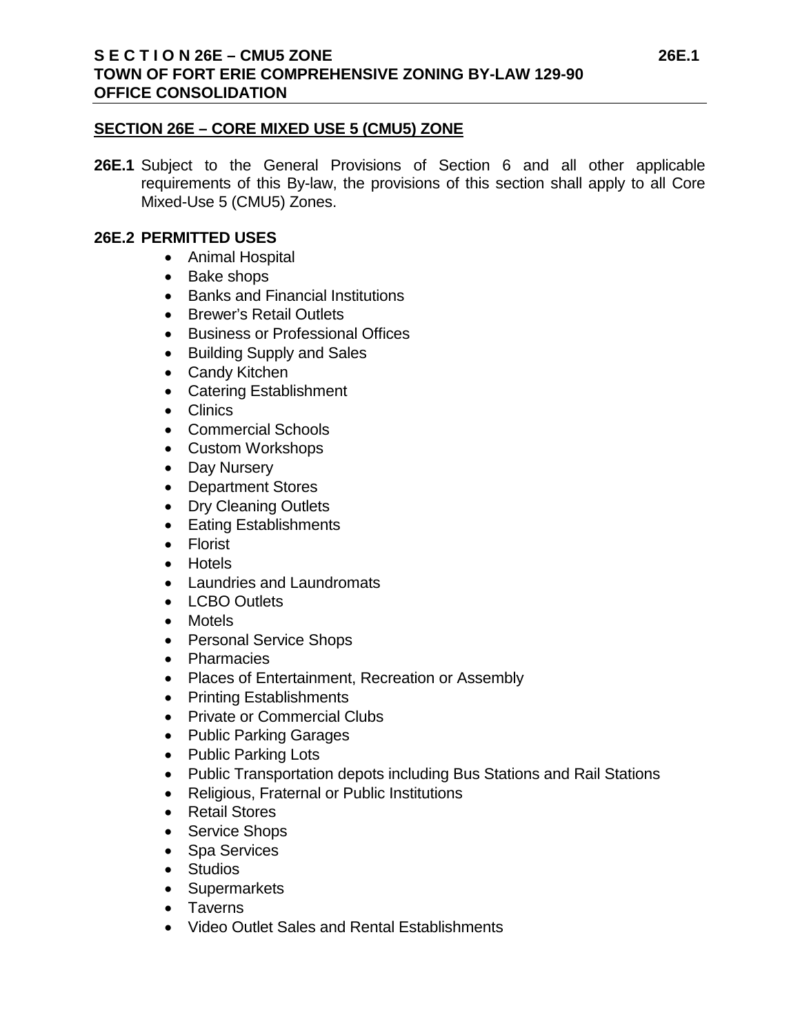## SECTION 26E – CORE MIXED USE 5 (CMU5) ZONE

**26E.1** Subject to the General Provisions of Section 6 and all other applicable requirements of this By-law, the provisions of this section shall apply to all Core Mixed-Use 5 (CMU5) Zones.

**26E.2 PERMITTED USES**

- Animal Hospital
- Bake shops
- Banks and Financial Institutions
- Brewer's Retail Outlets
- Business or Professional Offices
- Building Supply and Sales
- Candy Kitchen
- Catering Establishment
- Clinics
- Commercial Schools
- Custom Workshops
- Day Nursery
- Department Stores
- Dry Cleaning Outlets
- Eating Establishments
- Florist
- Hotels
- Laundries and Laundromats
- LCBO Outlets
- Motels
- Personal Service Shops
- Pharmacies
- Places of Entertainment, Recreation or Assembly
- Printing Establishments
- Private or Commercial Clubs
- Public Parking Garages
- Public Parking Lots
- Public Transportation depots including Bus Stations and Rail Stations
- Religious, Fraternal or Public Institutions
- Retail Stores
- Service Shops
- Spa Services
- Studios
- Supermarkets
- Taverns
- Video Outlet Sales and Rental Establishments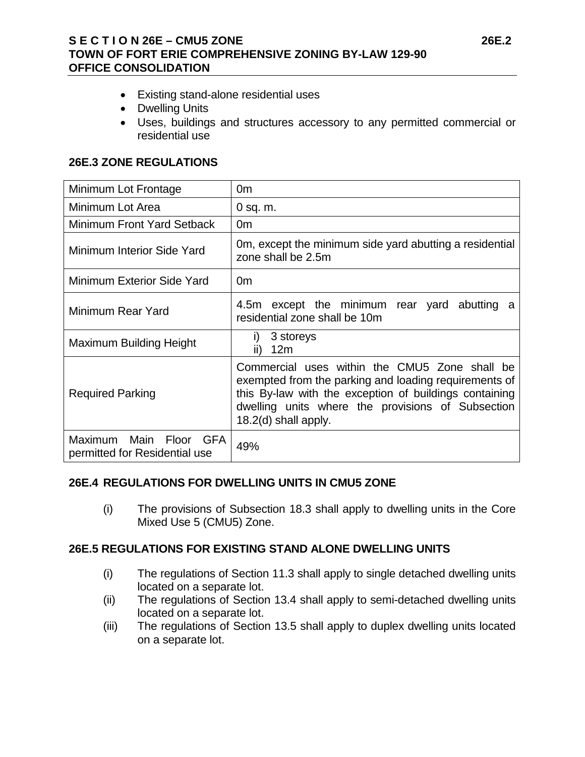- Existing stand-alone residential uses
- Dwelling Units
- Uses, buildings and structures accessory to any permitted commercial or residential use

### 26E.3 ZONE REGULATIONS

| | |
|---|---|
| Minimum Lot Frontage | 0m |
| Minimum Lot Area | 0 sq. m. |
| Minimum Front Yard Setback | 0m |
| Minimum Interior Side Yard | 0m, except the minimum side yard abutting a residential zone shall be 2.5m |
| Minimum Exterior Side Yard | 0m |
| Minimum Rear Yard | 4.5m except the minimum rear yard abutting a residential zone shall be 10m |
| Maximum Building Height | i) 3 storeys<br>ii) 12m |
| Required Parking | Commercial uses within the CMU5 Zone shall be exempted from the parking and loading requirements of this By-law with the exception of buildings containing dwelling units where the provisions of Subsection 18.2(d) shall apply. |
| Maximum Main Floor GFA permitted for Residential use | 49% |

### 26E.4 REGULATIONS FOR DWELLING UNITS IN CMU5 ZONE

(i) The provisions of Subsection 18.3 shall apply to dwelling units in the Core Mixed Use 5 (CMU5) Zone.

### 26E.5 REGULATIONS FOR EXISTING STAND ALONE DWELLING UNITS

(i) The regulations of Section 11.3 shall apply to single detached dwelling units located on a separate lot.

(ii) The regulations of Section 13.4 shall apply to semi-detached dwelling units located on a separate lot.

(iii) The regulations of Section 13.5 shall apply to duplex dwelling units located on a separate lot.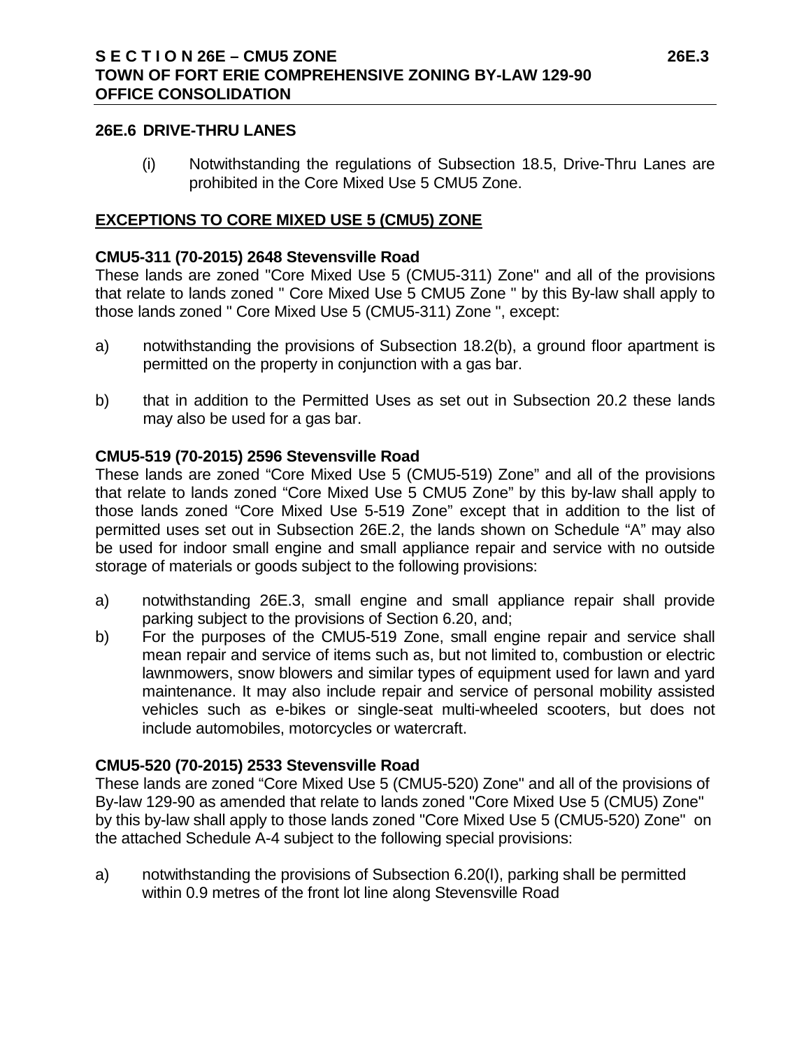## 26E.6 DRIVE-THRU LANES

(i) Notwithstanding the regulations of Subsection 18.5, Drive-Thru Lanes are prohibited in the Core Mixed Use 5 CMU5 Zone.

## EXCEPTIONS TO CORE MIXED USE 5 (CMU5) ZONE

**CMU5-311 (70-2015) 2648 Stevensville Road**

These lands are zoned "Core Mixed Use 5 (CMU5-311) Zone" and all of the provisions that relate to lands zoned " Core Mixed Use 5 CMU5 Zone " by this By-law shall apply to those lands zoned " Core Mixed Use 5 (CMU5-311) Zone ", except:

a) notwithstanding the provisions of Subsection 18.2(b), a ground floor apartment is permitted on the property in conjunction with a gas bar.

b) that in addition to the Permitted Uses as set out in Subsection 20.2 these lands may also be used for a gas bar.

**CMU5-519 (70-2015) 2596 Stevensville Road**

These lands are zoned "Core Mixed Use 5 (CMU5-519) Zone" and all of the provisions that relate to lands zoned "Core Mixed Use 5 CMU5 Zone" by this by-law shall apply to those lands zoned "Core Mixed Use 5-519 Zone" except that in addition to the list of permitted uses set out in Subsection 26E.2, the lands shown on Schedule "A" may also be used for indoor small engine and small appliance repair and service with no outside storage of materials or goods subject to the following provisions:

a) notwithstanding 26E.3, small engine and small appliance repair shall provide parking subject to the provisions of Section 6.20, and;

b) For the purposes of the CMU5-519 Zone, small engine repair and service shall mean repair and service of items such as, but not limited to, combustion or electric lawnmowers, snow blowers and similar types of equipment used for lawn and yard maintenance. It may also include repair and service of personal mobility assisted vehicles such as e-bikes or single-seat multi-wheeled scooters, but does not include automobiles, motorcycles or watercraft.

**CMU5-520 (70-2015) 2533 Stevensville Road**

These lands are zoned "Core Mixed Use 5 (CMU5-520) Zone" and all of the provisions of By-law 129-90 as amended that relate to lands zoned "Core Mixed Use 5 (CMU5) Zone" by this by-law shall apply to those lands zoned "Core Mixed Use 5 (CMU5-520) Zone" on the attached Schedule A-4 subject to the following special provisions:

a) notwithstanding the provisions of Subsection 6.20(I), parking shall be permitted within 0.9 metres of the front lot line along Stevensville Road